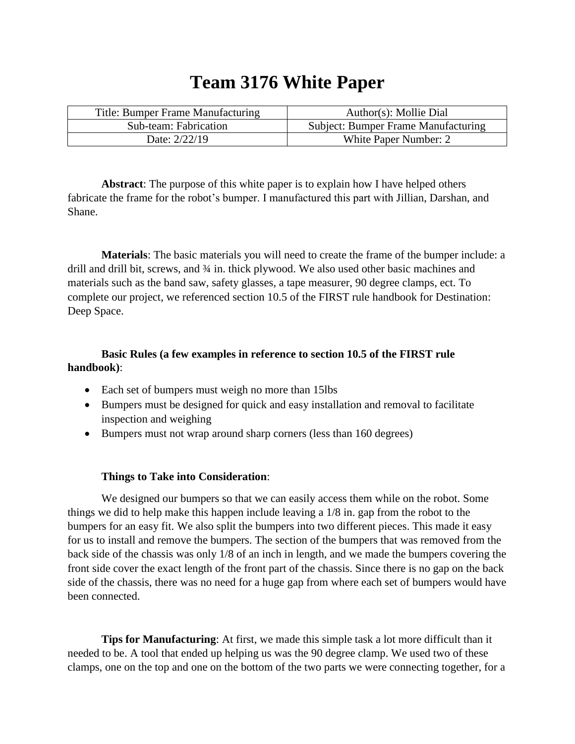# Team 3176 White Paper

| Title: Bumper Frame Manufacturing | Author(s): Mollie Dial |
|---|---|
| Sub-team: Fabrication | Subject: Bumper Frame Manufacturing |
| Date: 2/22/19 | White Paper Number: 2 |

**Abstract**: The purpose of this white paper is to explain how I have helped others fabricate the frame for the robot's bumper. I manufactured this part with Jillian, Darshan, and Shane.

**Materials**: The basic materials you will need to create the frame of the bumper include: a drill and drill bit, screws, and ¾ in. thick plywood. We also used other basic machines and materials such as the band saw, safety glasses, a tape measurer, 90 degree clamps, ect. To complete our project, we referenced section 10.5 of the FIRST rule handbook for Destination: Deep Space.

**Basic Rules (a few examples in reference to section 10.5 of the FIRST rule handbook)**:

- Each set of bumpers must weigh no more than 15lbs
- Bumpers must be designed for quick and easy installation and removal to facilitate inspection and weighing
- Bumpers must not wrap around sharp corners (less than 160 degrees)

**Things to Take into Consideration**:

We designed our bumpers so that we can easily access them while on the robot. Some things we did to help make this happen include leaving a 1/8 in. gap from the robot to the bumpers for an easy fit. We also split the bumpers into two different pieces. This made it easy for us to install and remove the bumpers. The section of the bumpers that was removed from the back side of the chassis was only 1/8 of an inch in length, and we made the bumpers covering the front side cover the exact length of the front part of the chassis. Since there is no gap on the back side of the chassis, there was no need for a huge gap from where each set of bumpers would have been connected.

**Tips for Manufacturing**: At first, we made this simple task a lot more difficult than it needed to be. A tool that ended up helping us was the 90 degree clamp. We used two of these clamps, one on the top and one on the bottom of the two parts we were connecting together, for a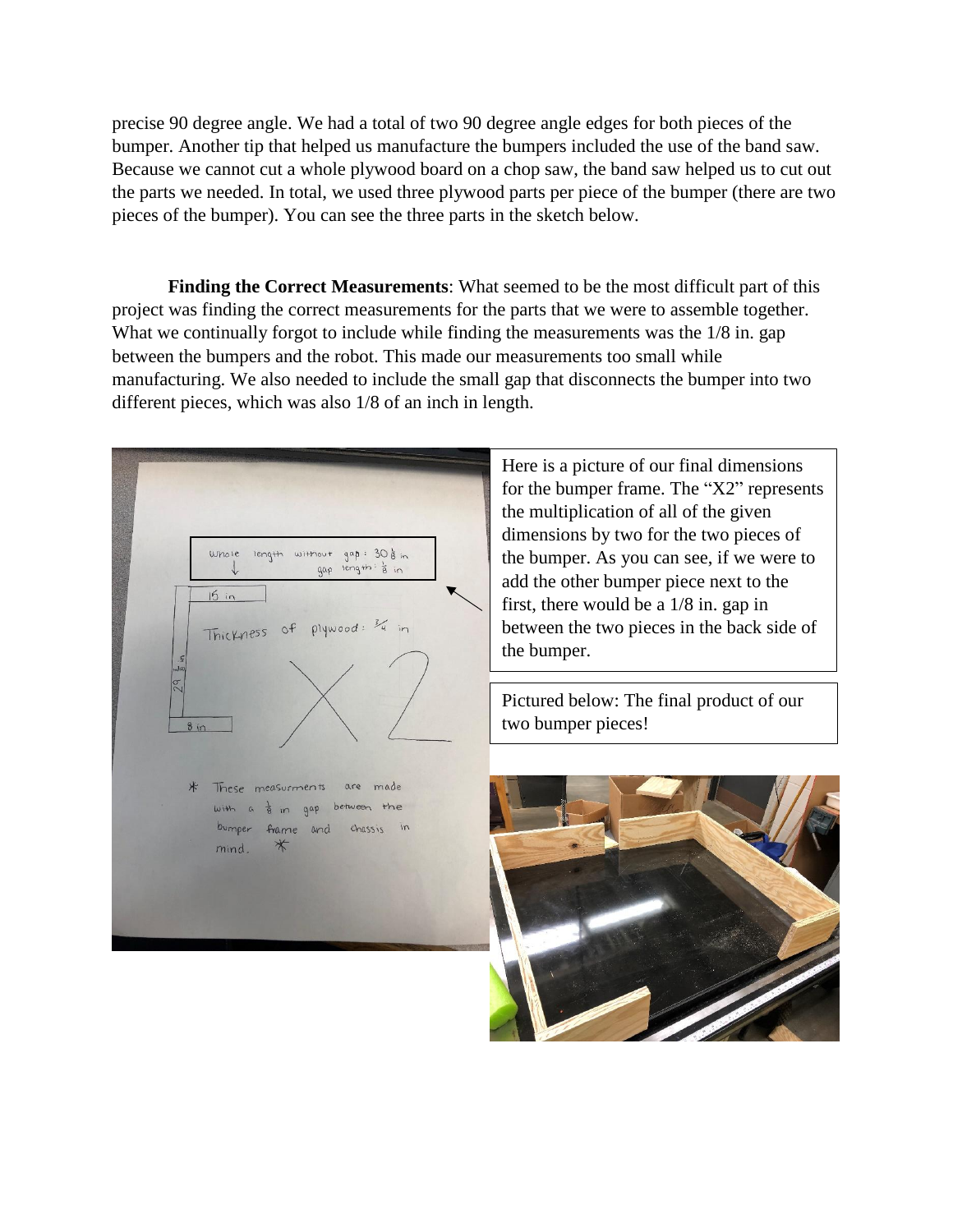precise 90 degree angle. We had a total of two 90 degree angle edges for both pieces of the bumper. Another tip that helped us manufacture the bumpers included the use of the band saw. Because we cannot cut a whole plywood board on a chop saw, the band saw helped us to cut out the parts we needed. In total, we used three plywood parts per piece of the bumper (there are two pieces of the bumper). You can see the three parts in the sketch below.

**Finding the Correct Measurements**: What seemed to be the most difficult part of this project was finding the correct measurements for the parts that we were to assemble together. What we continually forgot to include while finding the measurements was the 1/8 in. gap between the bumpers and the robot. This made our measurements too small while manufacturing. We also needed to include the small gap that disconnects the bumper into two different pieces, which was also 1/8 of an inch in length.

Here is a picture of our final dimensions for the bumper frame. The "X2" represents the multiplication of all of the given dimensions by two for the two pieces of the bumper. As you can see, if we were to add the other bumper piece next to the first, there would be a 1/8 in. gap in between the two pieces in the back side of the bumper.

Pictured below: The final product of our two bumper pieces!